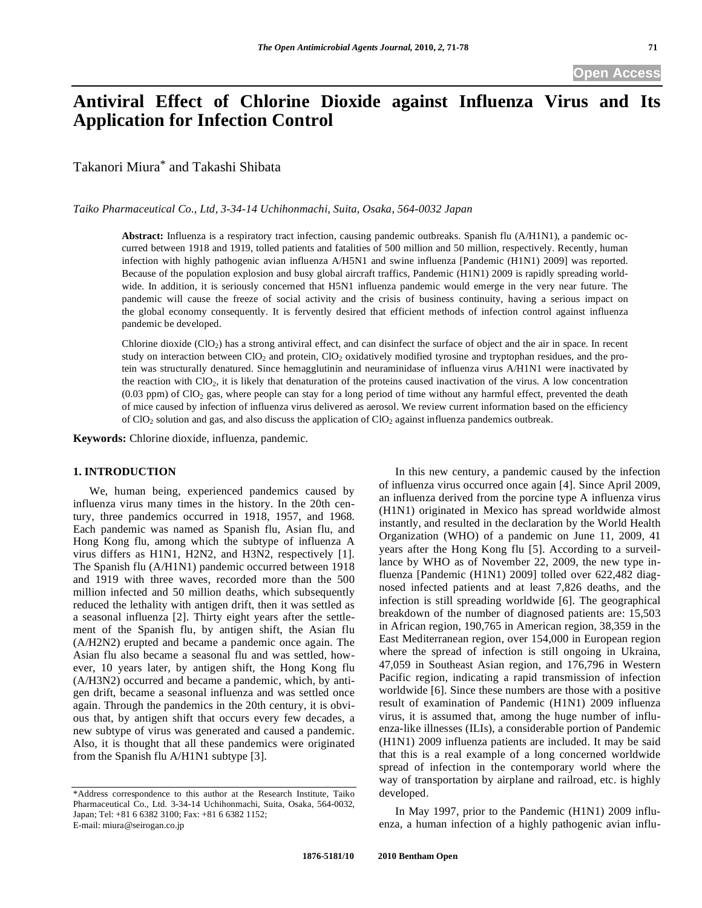# Antiviral Effect of Chlorine Dioxide against Influenza Virus and Its Application for Infection Control

Takanori Miura* and Takashi Shibata

*Taiko Pharmaceutical Co., Ltd, 3-34-14 Uchihonmachi, Suita, Osaka, 564-0032 Japan*

**Abstract:** Influenza is a respiratory tract infection, causing pandemic outbreaks. Spanish flu (A/H1N1), a pandemic occurred between 1918 and 1919, tolled patients and fatalities of 500 million and 50 million, respectively. Recently, human infection with highly pathogenic avian influenza A/H5N1 and swine influenza [Pandemic (H1N1) 2009] was reported. Because of the population explosion and busy global aircraft traffics, Pandemic (H1N1) 2009 is rapidly spreading worldwide. In addition, it is seriously concerned that H5N1 influenza pandemic would emerge in the very near future. The pandemic will cause the freeze of social activity and the crisis of business continuity, having a serious impact on the global economy consequently. It is fervently desired that efficient methods of infection control against influenza pandemic be developed.

Chlorine dioxide ($ClO_2$) has a strong antiviral effect, and can disinfect the surface of object and the air in space. In recent study on interaction between $ClO_2$ and protein, $ClO_2$ oxidatively modified tyrosine and tryptophan residues, and the protein was structurally denatured. Since hemagglutinin and neuraminidase of influenza virus A/H1N1 were inactivated by the reaction with $ClO_2$, it is likely that denaturation of the proteins caused inactivation of the virus. A low concentration (0.03 ppm) of $ClO_2$ gas, where people can stay for a long period of time without any harmful effect, prevented the death of mice caused by infection of influenza virus delivered as aerosol. We review current information based on the efficiency of $ClO_2$ solution and gas, and also discuss the application of $ClO_2$ against influenza pandemics outbreak.

**Keywords:** Chlorine dioxide, influenza, pandemic.

## 1. INTRODUCTION

We, human being, experienced pandemics caused by influenza virus many times in the history. In the 20th century, three pandemics occurred in 1918, 1957, and 1968. Each pandemic was named as Spanish flu, Asian flu, and Hong Kong flu, among which the subtype of influenza A virus differs as H1N1, H2N2, and H3N2, respectively [1]. The Spanish flu (A/H1N1) pandemic occurred between 1918 and 1919 with three waves, recorded more than the 500 million infected and 50 million deaths, which subsequently reduced the lethality with antigen drift, then it was settled as a seasonal influenza [2]. Thirty eight years after the settlement of the Spanish flu, by antigen shift, the Asian flu (A/H2N2) erupted and became a pandemic once again. The Asian flu also became a seasonal flu and was settled, however, 10 years later, by antigen shift, the Hong Kong flu (A/H3N2) occurred and became a pandemic, which, by antigen drift, became a seasonal influenza and was settled once again. Through the pandemics in the 20th century, it is obvious that, by antigen shift that occurs every few decades, a new subtype of virus was generated and caused a pandemic. Also, it is thought that all these pandemics were originated from the Spanish flu A/H1N1 subtype [3].

In this new century, a pandemic caused by the infection of influenza virus occurred once again [4]. Since April 2009, an influenza derived from the porcine type A influenza virus (H1N1) originated in Mexico has spread worldwide almost instantly, and resulted in the declaration by the World Health Organization (WHO) of a pandemic on June 11, 2009, 41 years after the Hong Kong flu [5]. According to a surveillance by WHO as of November 22, 2009, the new type influenza [Pandemic (H1N1) 2009] tolled over 622,482 diagnosed infected patients and at least 7,826 deaths, and the infection is still spreading worldwide [6]. The geographical breakdown of the number of diagnosed patients are: 15,503 in African region, 190,765 in American region, 38,359 in the East Mediterranean region, over 154,000 in European region where the spread of infection is still ongoing in Ukraina, 47,059 in Southeast Asian region, and 176,796 in Western Pacific region, indicating a rapid transmission of infection worldwide [6]. Since these numbers are those with a positive result of examination of Pandemic (H1N1) 2009 influenza virus, it is assumed that, among the huge number of influenza-like illnesses (ILIs), a considerable portion of Pandemic (H1N1) 2009 influenza patients are included. It may be said that this is a real example of a long concerned worldwide spread of infection in the contemporary world where the way of transportation by airplane and railroad, etc. is highly developed.

In May 1997, prior to the Pandemic (H1N1) 2009 influenza, a human infection of a highly pathogenic avian influ-

*Address correspondence to this author at the Research Institute, Taiko Pharmaceutical Co., Ltd. 3-34-14 Uchihonmachi, Suita, Osaka, 564-0032, Japan; Tel: +81 6 6382 3100; Fax: +81 6 6382 1152; E-mail: miura@seirogan.co.jp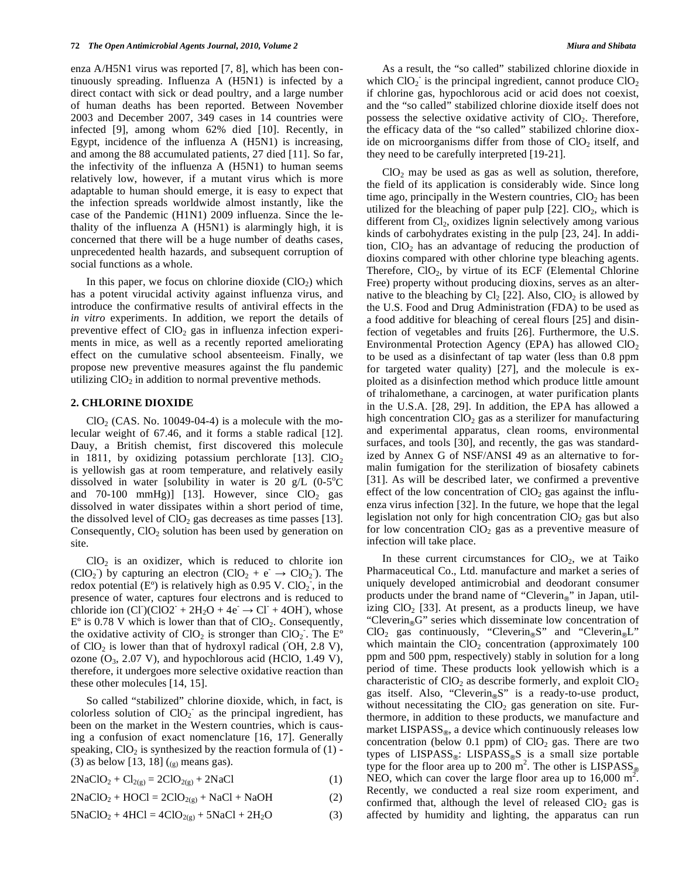enza A/H5N1 virus was reported [7, 8], which has been continuously spreading. Influenza A (H5N1) is infected by a direct contact with sick or dead poultry, and a large number of human deaths has been reported. Between November 2003 and December 2007, 349 cases in 14 countries were infected [9], among whom 62% died [10]. Recently, in Egypt, incidence of the influenza A (H5N1) is increasing, and among the 88 accumulated patients, 27 died [11]. So far, the infectivity of the influenza A (H5N1) to human seems relatively low, however, if a mutant virus which is more adaptable to human should emerge, it is easy to expect that the infection spreads worldwide almost instantly, like the case of the Pandemic (H1N1) 2009 influenza. Since the lethality of the influenza A (H5N1) is alarmingly high, it is concerned that there will be a huge number of deaths cases, unprecedented health hazards, and subsequent corruption of social functions as a whole.

In this paper, we focus on chlorine dioxide ($ClO_2$) which has a potent virucidal activity against influenza virus, and introduce the confirmative results of antiviral effects in the *in vitro* experiments. In addition, we report the details of preventive effect of $ClO_2$ gas in influenza infection experiments in mice, as well as a recently reported ameliorating effect on the cumulative school absenteeism. Finally, we propose new preventive measures against the flu pandemic utilizing $ClO_2$ in addition to normal preventive methods.

## 2. CHLORINE DIOXIDE

$ClO_2$ (CAS. No. 10049-04-4) is a molecule with the molecular weight of 67.46, and it forms a stable radical [12]. Dauy, a British chemist, first discovered this molecule in 1811, by oxidizing potassium perchlorate [13]. $ClO_2$ is yellowish gas at room temperature, and relatively easily dissolved in water [solubility in water is 20 g/L (0-5$^o$C and 70-100 mmHg)] [13]. However, since $ClO_2$ gas dissolved in water dissipates within a short period of time, the dissolved level of $ClO_2$ gas decreases as time passes [13]. Consequently, $ClO_2$ solution has been used by generation on site.

$ClO_2$ is an oxidizer, which is reduced to chlorite ion ($ClO_2^-$) by capturing an electron ($ClO_2 + e^- \rightarrow ClO_2^-$). The redox potential ($E^o$) is relatively high as 0.95 V. $ClO_2^-$, in the presence of water, captures four electrons and is reduced to chloride ion ($Cl^-$)($ClO2^- + 2H_2O + 4e^- \rightarrow Cl^- + 4OH^-$), whose $E^o$ is 0.78 V which is lower than that of $ClO_2$. Consequently, the oxidative activity of $ClO_2$ is stronger than $ClO_2^-$. The $E^o$ of $ClO_2$ is lower than that of hydroxyl radical ($^{\cdot}OH$, 2.8 V), ozone ($O_3$, 2.07 V), and hypochlorous acid (HClO, 1.49 V), therefore, it undergoes more selective oxidative reaction than these other molecules [14, 15].

So called "stabilized" chlorine dioxide, which, in fact, is colorless solution of $ClO_2^-$ as the principal ingredient, has been on the market in the Western countries, which is causing a confusion of exact nomenclature [16, 17]. Generally speaking, $ClO_2$ is synthesized by the reaction formula of (1) - (3) as below [13, 18] ($_{(g)}$ means gas).

$$2NaClO_2 + Cl_{2(g)} = 2ClO_{2(g)} + 2NaCl \quad (1)$$

$$2NaClO_2 + HOCl = 2ClO_{2(g)} + NaCl + NaOH \quad (2)$$

$$5NaClO_2 + 4HCl = 4ClO_{2(g)} + 5NaCl + 2H_2O \quad (3)$$

As a result, the "so called" stabilized chlorine dioxide in which $ClO_2^-$ is the principal ingredient, cannot produce $ClO_2$ if chlorine gas, hypochlorous acid or acid does not coexist, and the "so called" stabilized chlorine dioxide itself does not possess the selective oxidative activity of $ClO_2$. Therefore, the efficacy data of the "so called" stabilized chlorine dioxide on microorganisms differ from those of $ClO_2$ itself, and they need to be carefully interpreted [19-21].

$ClO_2$ may be used as gas as well as solution, therefore, the field of its application is considerably wide. Since long time ago, principally in the Western countries, $ClO_2$ has been utilized for the bleaching of paper pulp [22]. $ClO_2$, which is different from $Cl_2$, oxidizes lignin selectively among various kinds of carbohydrates existing in the pulp [23, 24]. In addition, $ClO_2$ has an advantage of reducing the production of dioxins compared with other chlorine type bleaching agents. Therefore, $ClO_2$, by virtue of its ECF (Elemental Chlorine Free) property without producing dioxins, serves as an alternative to the bleaching by $Cl_2$ [22]. Also, $ClO_2$ is allowed by the U.S. Food and Drug Administration (FDA) to be used as a food additive for bleaching of cereal flours [25] and disinfection of vegetables and fruits [26]. Furthermore, the U.S. Environmental Protection Agency (EPA) has allowed $ClO_2$ to be used as a disinfectant of tap water (less than 0.8 ppm for targeted water quality) [27], and the molecule is exploited as a disinfection method which produce little amount of trihalomethane, a carcinogen, at water purification plants in the U.S.A. [28, 29]. In addition, the EPA has allowed a high concentration $ClO_2$ gas as a sterilizer for manufacturing and experimental apparatus, clean rooms, environmental surfaces, and tools [30], and recently, the gas was standardized by Annex G of NSF/ANSI 49 as an alternative to formalin fumigation for the sterilization of biosafety cabinets [31]. As will be described later, we confirmed a preventive effect of the low concentration of $ClO_2$ gas against the influenza virus infection [32]. In the future, we hope that the legal legislation not only for high concentration $ClO_2$ gas but also for low concentration $ClO_2$ gas as a preventive measure of infection will take place.

In these current circumstances for $ClO_2$, we at Taiko Pharmaceutical Co., Ltd. manufacture and market a series of uniquely developed antimicrobial and deodorant consumer products under the brand name of "Cleverin®" in Japan, utilizing $ClO_2$ [33]. At present, as a products lineup, we have "Cleverin®G" series which disseminate low concentration of $ClO_2$ gas continuously, "Cleverin®S" and "Cleverin®L" which maintain the $ClO_2$ concentration (approximately 100 ppm and 500 ppm, respectively) stably in solution for a long period of time. These products look yellowish which is a characteristic of $ClO_2$ as describe formerly, and exploit $ClO_2$ gas itself. Also, "Cleverin®S" is a ready-to-use product, without necessitating the $ClO_2$ gas generation on site. Furthermore, in addition to these products, we manufacture and market LISPASS®, a device which continuously releases low concentration (below 0.1 ppm) of $ClO_2$ gas. There are two types of LISPASS®: LISPASS®S is a small size portable type for the floor area up to 200 m$^2$. The other is LISPASS® NEO, which can cover the large floor area up to 16,000 m$^2$. Recently, we conducted a real size room experiment, and confirmed that, although the level of released $ClO_2$ gas is affected by humidity and lighting, the apparatus can run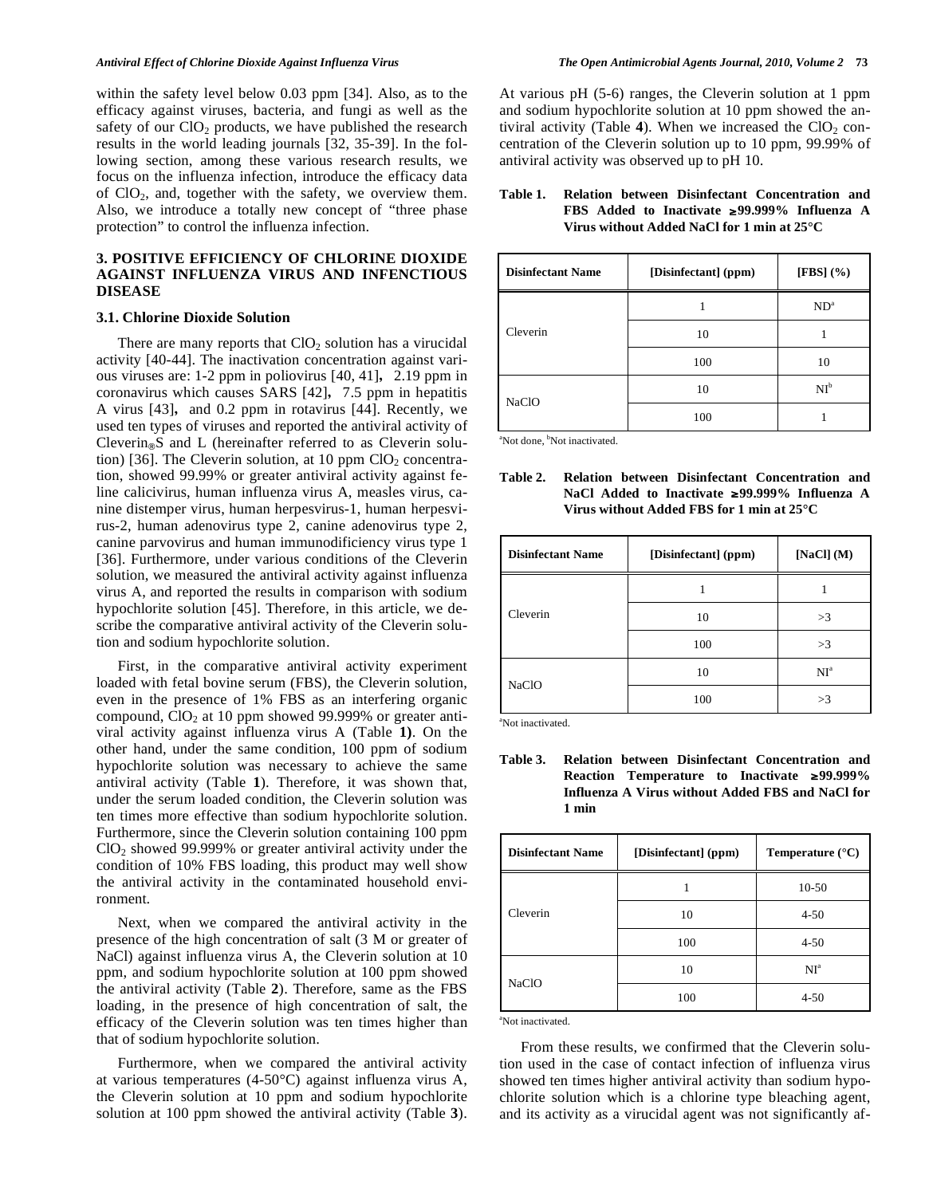within the safety level below 0.03 ppm [34]. Also, as to the efficacy against viruses, bacteria, and fungi as well as the safety of our $ClO_2$ products, we have published the research results in the world leading journals [32, 35-39]. In the following section, among these various research results, we focus on the influenza infection, introduce the efficacy data of $ClO_2$, and, together with the safety, we overview them. Also, we introduce a totally new concept of "three phase protection" to control the influenza infection.

## 3. POSITIVE EFFICIENCY OF CHLORINE DIOXIDE AGAINST INFLUENZA VIRUS AND INFENCTIOUS DISEASE

### 3.1. Chlorine Dioxide Solution

There are many reports that $ClO_2$ solution has a virucidal activity [40-44]. The inactivation concentration against various viruses are: 1-2 ppm in poliovirus [40, 41], 2.19 ppm in coronavirus which causes SARS [42], 7.5 ppm in hepatitis A virus [43], and 0.2 ppm in rotavirus [44]. Recently, we used ten types of viruses and reported the antiviral activity of Cleverin®S and L (hereinafter referred to as Cleverin solution) [36]. The Cleverin solution, at 10 ppm $ClO_2$ concentration, showed 99.99% or greater antiviral activity against feline calicivirus, human influenza virus A, measles virus, canine distemper virus, human herpesvirus-1, human herpesvirus-2, human adenovirus type 2, canine adenovirus type 2, canine parvovirus and human immunodificiency virus type 1 [36]. Furthermore, under various conditions of the Cleverin solution, we measured the antiviral activity against influenza virus A, and reported the results in comparison with sodium hypochlorite solution [45]. Therefore, in this article, we describe the comparative antiviral activity of the Cleverin solution and sodium hypochlorite solution.

First, in the comparative antiviral activity experiment loaded with fetal bovine serum (FBS), the Cleverin solution, even in the presence of 1% FBS as an interfering organic compound, $ClO_2$ at 10 ppm showed 99.999% or greater antiviral activity against influenza virus A (Table **1**). On the other hand, under the same condition, 100 ppm of sodium hypochlorite solution was necessary to achieve the same antiviral activity (Table **1**). Therefore, it was shown that, under the serum loaded condition, the Cleverin solution was ten times more effective than sodium hypochlorite solution. Furthermore, since the Cleverin solution containing 100 ppm $ClO_2$ showed 99.999% or greater antiviral activity under the condition of 10% FBS loading, this product may well show the antiviral activity in the contaminated household environment.

Next, when we compared the antiviral activity in the presence of the high concentration of salt (3 M or greater of NaCl) against influenza virus A, the Cleverin solution at 10 ppm, and sodium hypochlorite solution at 100 ppm showed the antiviral activity (Table **2**). Therefore, same as the FBS loading, in the presence of high concentration of salt, the efficacy of the Cleverin solution was ten times higher than that of sodium hypochlorite solution.

Furthermore, when we compared the antiviral activity at various temperatures (4-50°C) against influenza virus A, the Cleverin solution at 10 ppm and sodium hypochlorite solution at 100 ppm showed the antiviral activity (Table **3**). At various pH (5-6) ranges, the Cleverin solution at 1 ppm and sodium hypochlorite solution at 10 ppm showed the antiviral activity (Table **4**). When we increased the $ClO_2$ concentration of the Cleverin solution up to 10 ppm, 99.99% of antiviral activity was observed up to pH 10.

**Table 1. Relation between Disinfectant Concentration and FBS Added to Inactivate ≥99.999% Influenza A Virus without Added NaCl for 1 min at 25°C**

| Disinfectant Name | [Disinfectant] (ppm) | [FBS] (%) |
|---|---|---|
| Cleverin | 1 | ND[a] |
| | 10 | 1 |
| | 100 | 10 |
| NaClO | 10 | NI[b] |
| | 100 | 1 |

[a]Not done, [b]Not inactivated.

**Table 2. Relation between Disinfectant Concentration and NaCl Added to Inactivate ≥99.999% Influenza A Virus without Added FBS for 1 min at 25°C**

| Disinfectant Name | [Disinfectant] (ppm) | [NaCl] (M) |
|---|---|---|
| Cleverin | 1 | 1 |
| | 10 | >3 |
| | 100 | >3 |
| NaClO | 10 | NI[a] |
| | 100 | >3 |

[a]Not inactivated.

**Table 3. Relation between Disinfectant Concentration and Reaction Temperature to Inactivate ≥99.999% Influenza A Virus without Added FBS and NaCl for 1 min**

| Disinfectant Name | [Disinfectant] (ppm) | Temperature (°C) |
|---|---|---|
| Cleverin | 1 | 10-50 |
| | 10 | 4-50 |
| | 100 | 4-50 |
| NaClO | 10 | NI[a] |
| | 100 | 4-50 |

[a]Not inactivated.

From these results, we confirmed that the Cleverin solution used in the case of contact infection of influenza virus showed ten times higher antiviral activity than sodium hypochlorite solution which is a chlorine type bleaching agent, and its activity as a virucidal agent was not significantly af-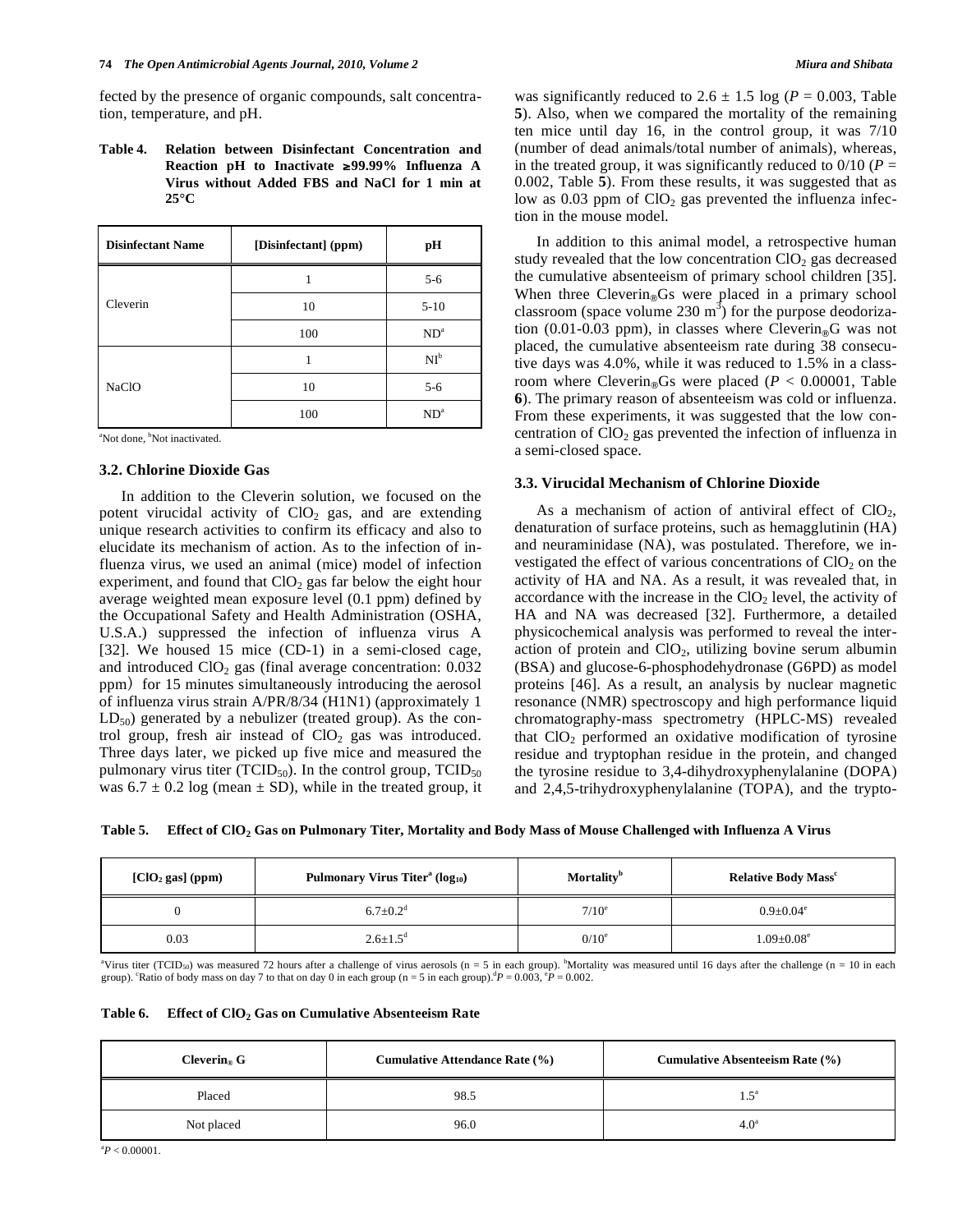fected by the presence of organic compounds, salt concentration, temperature, and pH.

**Table 4. Relation between Disinfectant Concentration and Reaction pH to Inactivate ≥99.99% Influenza A Virus without Added FBS and NaCl for 1 min at 25°C**

| Disinfectant Name | [Disinfectant] (ppm) | pH |
|---|---|---|
| Cleverin | 1 | 5-6 |
| | 10 | 5-10 |
| | 100 | ND[a] |
| NaClO | 1 | NI[b] |
| | 10 | 5-6 |
| | 100 | ND[a] |

[a]Not done, [b]Not inactivated.

### 3.2. Chlorine Dioxide Gas

In addition to the Cleverin solution, we focused on the potent virucidal activity of $ClO_2$ gas, and are extending unique research activities to confirm its efficacy and also to elucidate its mechanism of action. As to the infection of influenza virus, we used an animal (mice) model of infection experiment, and found that $ClO_2$ gas far below the eight hour average weighted mean exposure level (0.1 ppm) defined by the Occupational Safety and Health Administration (OSHA, U.S.A.) suppressed the infection of influenza virus A [32]. We housed 15 mice (CD-1) in a semi-closed cage, and introduced $ClO_2$ gas (final average concentration: 0.032 ppm) for 15 minutes simultaneously introducing the aerosol of influenza virus strain A/PR/8/34 (H1N1) (approximately 1 $LD_{50}$) generated by a nebulizer (treated group). As the control group, fresh air instead of $ClO_2$ gas was introduced. Three days later, we picked up five mice and measured the pulmonary virus titer ($TCID_{50}$). In the control group, $TCID_{50}$ was $6.7 \pm 0.2$ log (mean ± SD), while in the treated group, it was significantly reduced to $2.6 \pm 1.5$ log ($P = 0.003$, Table **5**). Also, when we compared the mortality of the remaining ten mice until day 16, in the control group, it was 7/10 (number of dead animals/total number of animals), whereas, in the treated group, it was significantly reduced to 0/10 ($P = 0.002$, Table **5**). From these results, it was suggested that as low as 0.03 ppm of $ClO_2$ gas prevented the influenza infection in the mouse model.

In addition to this animal model, a retrospective human study revealed that the low concentration $ClO_2$ gas decreased the cumulative absenteeism of primary school children [35]. When three Cleverin®Gs were placed in a primary school classroom (space volume 230 $m^3$) for the purpose deodorization (0.01-0.03 ppm), in classes where Cleverin®G was not placed, the cumulative absenteeism rate during 38 consecutive days was 4.0%, while it was reduced to 1.5% in a classroom where Cleverin®Gs were placed ($P < 0.00001$, Table **6**). The primary reason of absenteeism was cold or influenza. From these experiments, it was suggested that the low concentration of $ClO_2$ gas prevented the infection of influenza in a semi-closed space.

### 3.3. Virucidal Mechanism of Chlorine Dioxide

As a mechanism of action of antiviral effect of $ClO_2$, denaturation of surface proteins, such as hemagglutinin (HA) and neuraminidase (NA), was postulated. Therefore, we investigated the effect of various concentrations of $ClO_2$ on the activity of HA and NA. As a result, it was revealed that, in accordance with the increase in the $ClO_2$ level, the activity of HA and NA was decreased [32]. Furthermore, a detailed physicochemical analysis was performed to reveal the interaction of protein and $ClO_2$, utilizing bovine serum albumin (BSA) and glucose-6-phosphodehydronase (G6PD) as model proteins [46]. As a result, an analysis by nuclear magnetic resonance (NMR) spectroscopy and high performance liquid chromatography-mass spectrometry (HPLC-MS) revealed that $ClO_2$ performed an oxidative modification of tyrosine residue and tryptophan residue in the protein, and changed the tyrosine residue to 3,4-dihydroxyphenylalanine (DOPA) and 2,4,5-trihydroxyphenylalanine (TOPA), and the trypto-

**Table 5. Effect of $ClO_2$ Gas on Pulmonary Titer, Mortality and Body Mass of Mouse Challenged with Influenza A Virus**

| [$ClO_2$ gas] (ppm) | Pulmonary Virus Titer[a] ($log_{10}$) | Mortality[b] | Relative Body Mass[c] |
|---|---|---|---|
| 0 | $6.7 \pm 0.2$[d] | 7/10[e] | $0.9 \pm 0.04$[e] |
| 0.03 | $2.6 \pm 1.5$[d] | 0/10[e] | $1.09 \pm 0.08$[e] |

[a]Virus titer ($TCID_{50}$) was measured 72 hours after a challenge of virus aerosols (n = 5 in each group). [b]Mortality was measured until 16 days after the challenge (n = 10 in each group). [c]Ratio of body mass on day 7 to that on day 0 in each group (n = 5 in each group). [d]$P = 0.003$, [e]$P = 0.002$.

**Table 6. Effect of $ClO_2$ Gas on Cumulative Absenteeism Rate**

| Cleverin® G | Cumulative Attendance Rate (%) | Cumulative Absenteeism Rate (%) |
|---|---|---|
| Placed | 98.5 | 1.5[a] |
| Not placed | 96.0 | 4.0[a] |

[a]$P < 0.00001$.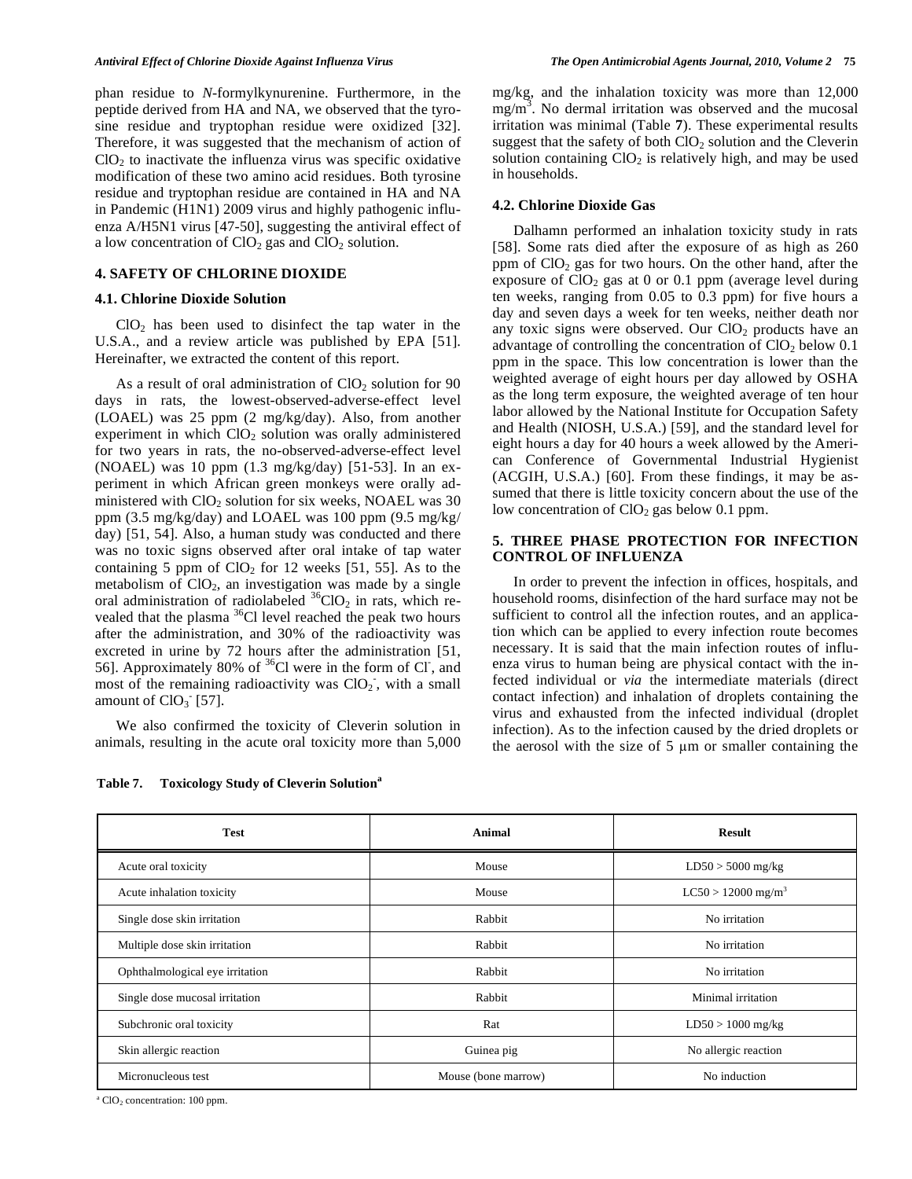phan residue to *N*-formylkynurenine. Furthermore, in the peptide derived from HA and NA, we observed that the tyrosine residue and tryptophan residue were oxidized [32]. Therefore, it was suggested that the mechanism of action of $ClO_2$ to inactivate the influenza virus was specific oxidative modification of these two amino acid residues. Both tyrosine residue and tryptophan residue are contained in HA and NA in Pandemic (H1N1) 2009 virus and highly pathogenic influenza A/H5N1 virus [47-50], suggesting the antiviral effect of a low concentration of $ClO_2$ gas and $ClO_2$ solution.

## 4. SAFETY OF CHLORINE DIOXIDE

### 4.1. Chlorine Dioxide Solution

$ClO_2$ has been used to disinfect the tap water in the U.S.A., and a review article was published by EPA [51]. Hereinafter, we extracted the content of this report.

As a result of oral administration of $ClO_2$ solution for 90 days in rats, the lowest-observed-adverse-effect level (LOAEL) was 25 ppm (2 mg/kg/day). Also, from another experiment in which $ClO_2$ solution was orally administered for two years in rats, the no-observed-adverse-effect level (NOAEL) was 10 ppm (1.3 mg/kg/day) [51-53]. In an experiment in which African green monkeys were orally administered with $ClO_2$ solution for six weeks, NOAEL was 30 ppm (3.5 mg/kg/day) and LOAEL was 100 ppm (9.5 mg/kg/day) [51, 54]. Also, a human study was conducted and there was no toxic signs observed after oral intake of tap water containing 5 ppm of $ClO_2$ for 12 weeks [51, 55]. As to the metabolism of $ClO_2$, an investigation was made by a single oral administration of radiolabeled $^{36}ClO_2$ in rats, which revealed that the plasma $^{36}Cl$ level reached the peak two hours after the administration, and 30% of the radioactivity was excreted in urine by 72 hours after the administration [51, 56]. Approximately 80% of $^{36}Cl$ were in the form of $Cl^-$, and most of the remaining radioactivity was $ClO_2^-$, with a small amount of $ClO_3^-$ [57].

We also confirmed the toxicity of Cleverin solution in animals, resulting in the acute oral toxicity more than 5,000 mg/kg, and the inhalation toxicity was more than 12,000 $mg/m^3$. No dermal irritation was observed and the mucosal irritation was minimal (Table **7**). These experimental results suggest that the safety of both $ClO_2$ solution and the Cleverin solution containing $ClO_2$ is relatively high, and may be used in households.

### 4.2. Chlorine Dioxide Gas

Dalhamn performed an inhalation toxicity study in rats [58]. Some rats died after the exposure of as high as 260 ppm of $ClO_2$ gas for two hours. On the other hand, after the exposure of $ClO_2$ gas at 0 or 0.1 ppm (average level during ten weeks, ranging from 0.05 to 0.3 ppm) for five hours a day and seven days a week for ten weeks, neither death nor any toxic signs were observed. Our $ClO_2$ products have an advantage of controlling the concentration of $ClO_2$ below 0.1 ppm in the space. This low concentration is lower than the weighted average of eight hours per day allowed by OSHA as the long term exposure, the weighted average of ten hour labor allowed by the National Institute for Occupation Safety and Health (NIOSH, U.S.A.) [59], and the standard level for eight hours a day for 40 hours a week allowed by the American Conference of Governmental Industrial Hygienist (ACGIH, U.S.A.) [60]. From these findings, it may be assumed that there is little toxicity concern about the use of the low concentration of $ClO_2$ gas below 0.1 ppm.

## 5. THREE PHASE PROTECTION FOR INFECTION CONTROL OF INFLUENZA

In order to prevent the infection in offices, hospitals, and household rooms, disinfection of the hard surface may not be sufficient to control all the infection routes, and an application which can be applied to every infection route becomes necessary. It is said that the main infection routes of influenza virus to human being are physical contact with the infected individual or *via* the intermediate materials (direct contact infection) and inhalation of droplets containing the virus and exhausted from the infected individual (droplet infection). As to the infection caused by the dried droplets or the aerosol with the size of 5 µm or smaller containing the

**Table 7. Toxicology Study of Cleverin Solution[a]**

| Test | Animal | Result |
|---|---|---|
| Acute oral toxicity | Mouse | LD50 > 5000 mg/kg |
| Acute inhalation toxicity | Mouse | LC50 > 12000 $mg/m^3$ |
| Single dose skin irritation | Rabbit | No irritation |
| Multiple dose skin irritation | Rabbit | No irritation |
| Ophthalmological eye irritation | Rabbit | No irritation |
| Single dose mucosal irritation | Rabbit | Minimal irritation |
| Subchronic oral toxicity | Rat | LD50 > 1000 mg/kg |
| Skin allergic reaction | Guinea pig | No allergic reaction |
| Micronucleous test | Mouse (bone marrow) | No induction |

[a] $ClO_2$ concentration: 100 ppm.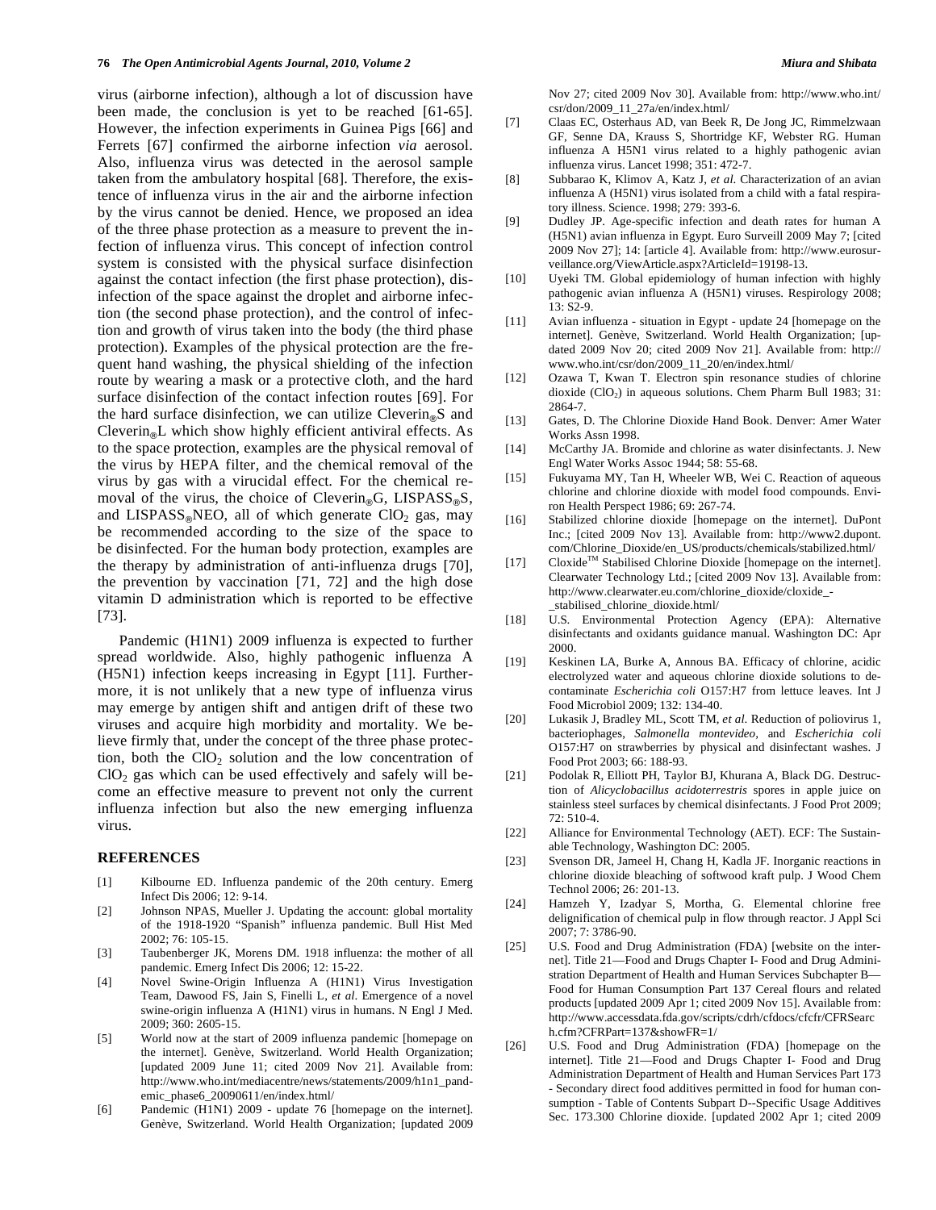virus (airborne infection), although a lot of discussion have been made, the conclusion is yet to be reached [61-65]. However, the infection experiments in Guinea Pigs [66] and Ferrets [67] confirmed the airborne infection *via* aerosol. Also, influenza virus was detected in the aerosol sample taken from the ambulatory hospital [68]. Therefore, the existence of influenza virus in the air and the airborne infection by the virus cannot be denied. Hence, we proposed an idea of the three phase protection as a measure to prevent the infection of influenza virus. This concept of infection control system is consisted with the physical surface disinfection against the contact infection (the first phase protection), disinfection of the space against the droplet and airborne infection (the second phase protection), and the control of infection and growth of virus taken into the body (the third phase protection). Examples of the physical protection are the frequent hand washing, the physical shielding of the infection route by wearing a mask or a protective cloth, and the hard surface disinfection of the contact infection routes [69]. For the hard surface disinfection, we can utilize Cleverin®S and Cleverin®L which show highly efficient antiviral effects. As to the space protection, examples are the physical removal of the virus by HEPA filter, and the chemical removal of the virus by gas with a virucidal effect. For the chemical removal of the virus, the choice of Cleverin®G, LISPASS®S, and LISPASS®NEO, all of which generate $ClO_2$ gas, may be recommended according to the size of the space to be disinfected. For the human body protection, examples are the therapy by administration of anti-influenza drugs [70], the prevention by vaccination [71, 72] and the high dose vitamin D administration which is reported to be effective [73].

Pandemic (H1N1) 2009 influenza is expected to further spread worldwide. Also, highly pathogenic influenza A (H5N1) infection keeps increasing in Egypt [11]. Furthermore, it is not unlikely that a new type of influenza virus may emerge by antigen shift and antigen drift of these two viruses and acquire high morbidity and mortality. We believe firmly that, under the concept of the three phase protection, both the $ClO_2$ solution and the low concentration of $ClO_2$ gas which can be used effectively and safely will become an effective measure to prevent not only the current influenza infection but also the new emerging influenza virus.

## REFERENCES

[1] Kilbourne ED. Influenza pandemic of the 20th century. Emerg Infect Dis 2006; 12: 9-14.

[2] Johnson NPAS, Mueller J. Updating the account: global mortality of the 1918-1920 “Spanish” influenza pandemic. Bull Hist Med 2002; 76: 105-15.

[3] Taubenberger JK, Morens DM. 1918 influenza: the mother of all pandemic. Emerg Infect Dis 2006; 12: 15-22.

[4] Novel Swine-Origin Influenza A (H1N1) Virus Investigation Team, Dawood FS, Jain S, Finelli L, *et al*. Emergence of a novel swine-origin influenza A (H1N1) virus in humans. N Engl J Med. 2009; 360: 2605-15.

[5] World now at the start of 2009 influenza pandemic [homepage on the internet]. Genève, Switzerland. World Health Organization; [updated 2009 June 11; cited 2009 Nov 21]. Available from: http://www.who.int/mediacentre/news/statements/2009/h1n1_pandemic_phase6_20090611/en/index.html/

[6] Pandemic (H1N1) 2009 - update 76 [homepage on the internet]. Genève, Switzerland. World Health Organization; [updated 2009 Nov 27; cited 2009 Nov 30]. Available from: http://www.who.int/csr/don/2009_11_27a/en/index.html/

[7] Claas EC, Osterhaus AD, van Beek R, De Jong JC, Rimmelzwaan GF, Senne DA, Krauss S, Shortridge KF, Webster RG. Human influenza A H5N1 virus related to a highly pathogenic avian influenza virus. Lancet 1998; 351: 472-7.

[8] Subbarao K, Klimov A, Katz J, *et al*. Characterization of an avian influenza A (H5N1) virus isolated from a child with a fatal respiratory illness. Science. 1998; 279: 393-6.

[9] Dudley JP. Age-specific infection and death rates for human A (H5N1) avian influenza in Egypt. Euro Surveill 2009 May 7; [cited 2009 Nov 27]; 14: [article 4]. Available from: http://www.eurosurveillance.org/ViewArticle.aspx?ArticleId=19198-13.

[10] Uyeki TM. Global epidemiology of human infection with highly pathogenic avian influenza A (H5N1) viruses. Respirology 2008; 13: S2-9.

[11] Avian influenza - situation in Egypt - update 24 [homepage on the internet]. Genève, Switzerland. World Health Organization; [updated 2009 Nov 20; cited 2009 Nov 21]. Available from: http://www.who.int/csr/don/2009_11_20/en/index.html/

[12] Ozawa T, Kwan T. Electron spin resonance studies of chlorine dioxide ($ClO_2$) in aqueous solutions. Chem Pharm Bull 1983; 31: 2864-7.

[13] Gates, D. The Chlorine Dioxide Hand Book. Denver: Amer Water Works Assn 1998.

[14] McCarthy JA. Bromide and chlorine as water disinfectants. J. New Engl Water Works Assoc 1944; 58: 55-68.

[15] Fukuyama MY, Tan H, Wheeler WB, Wei C. Reaction of aqueous chlorine and chlorine dioxide with model food compounds. Environ Health Perspect 1986; 69: 267-74.

[16] Stabilized chlorine dioxide [homepage on the internet]. DuPont Inc.; [cited 2009 Nov 13]. Available from: http://www2.dupont.com/Chlorine_Dioxide/en_US/products/chemicals/stabilized.html/

[17] Cloxide™ Stabilised Chlorine Dioxide [homepage on the internet]. Clearwater Technology Ltd.; [cited 2009 Nov 13]. Available from: http://www.clearwater.eu.com/chlorine_dioxide/cloxide_-_stabilised_chlorine_dioxide.html/

[18] U.S. Environmental Protection Agency (EPA): Alternative disinfectants and oxidants guidance manual. Washington DC: Apr 2000.

[19] Keskinen LA, Burke A, Annous BA. Efficacy of chlorine, acidic electrolyzed water and aqueous chlorine dioxide solutions to decontaminate *Escherichia coli* O157:H7 from lettuce leaves. Int J Food Microbiol 2009; 132: 134-40.

[20] Lukasik J, Bradley ML, Scott TM, *et al*. Reduction of poliovirus 1, bacteriophages, *Salmonella montevideo*, and *Escherichia coli* O157:H7 on strawberries by physical and disinfectant washes. J Food Prot 2003; 66: 188-93.

[21] Podolak R, Elliott PH, Taylor BJ, Khurana A, Black DG. Destruction of *Alicyclobacillus acidoterrestris* spores in apple juice on stainless steel surfaces by chemical disinfectants. J Food Prot 2009; 72: 510-4.

[22] Alliance for Environmental Technology (AET). ECF: The Sustainable Technology, Washington DC: 2005.

[23] Svenson DR, Jameel H, Chang H, Kadla JF. Inorganic reactions in chlorine dioxide bleaching of softwood kraft pulp. J Wood Chem Technol 2006; 26: 201-13.

[24] Hamzeh Y, Izadyar S, Mortha, G. Elemental chlorine free delignification of chemical pulp in flow through reactor. J Appl Sci 2007; 7: 3786-90.

[25] U.S. Food and Drug Administration (FDA) [website on the internet]. Title 21—Food and Drugs Chapter I- Food and Drug Administration Department of Health and Human Services Subchapter B—Food for Human Consumption Part 137 Cereal flours and related products [updated 2009 Apr 1; cited 2009 Nov 15]. Available from: http://www.accessdata.fda.gov/scripts/cdrh/cfdocs/cfcfr/CFRSearch.cfm?CFRPart=137&showFR=1/

[26] U.S. Food and Drug Administration (FDA) [homepage on the internet]. Title 21—Food and Drugs Chapter I- Food and Drug Administration Department of Health and Human Services Part 173 - Secondary direct food additives permitted in food for human consumption - Table of Contents Subpart D--Specific Usage Additives Sec. 173.300 Chlorine dioxide. [updated 2002 Apr 1; cited 2009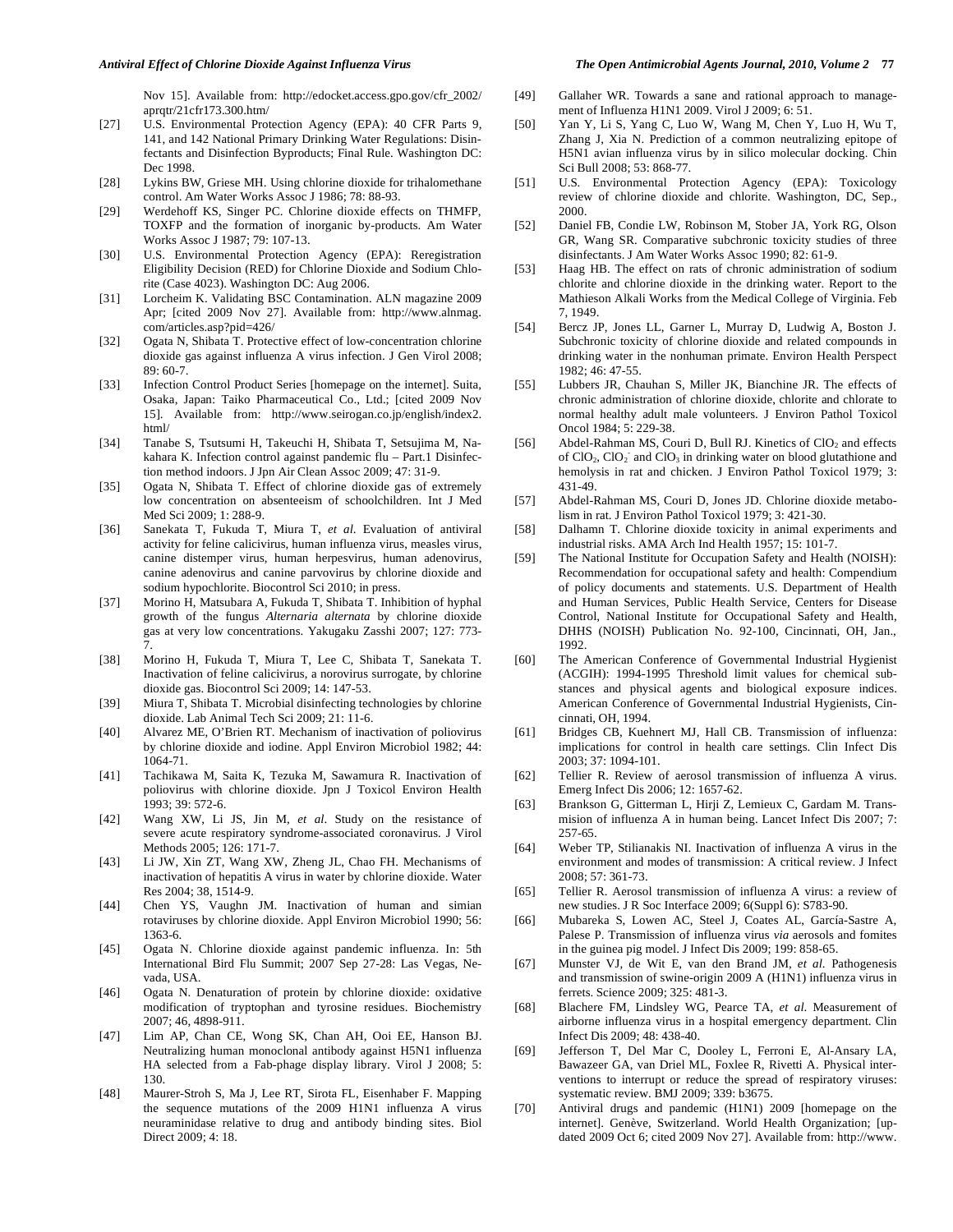Nov 15]. Available from: http://edocket.access.gpo.gov/cfr_2002/aprqtr/21cfr173.300.htm/

[27] U.S. Environmental Protection Agency (EPA): 40 CFR Parts 9, 141, and 142 National Primary Drinking Water Regulations: Disinfectants and Disinfection Byproducts; Final Rule. Washington DC: Dec 1998.

[28] Lykins BW, Griese MH. Using chlorine dioxide for trihalomethane control. Am Water Works Assoc J 1986; 78: 88-93.

[29] Werdehoff KS, Singer PC. Chlorine dioxide effects on THMFP, TOXFP and the formation of inorganic by-products. Am Water Works Assoc J 1987; 79: 107-13.

[30] U.S. Environmental Protection Agency (EPA): Reregistration Eligibility Decision (RED) for Chlorine Dioxide and Sodium Chlorite (Case 4023). Washington DC: Aug 2006.

[31] Lorcheim K. Validating BSC Contamination. ALN magazine 2009 Apr; [cited 2009 Nov 27]. Available from: http://www.alnmag.com/articles.asp?pid=426/

[32] Ogata N, Shibata T. Protective effect of low-concentration chlorine dioxide gas against influenza A virus infection. J Gen Virol 2008; 89: 60-7.

[33] Infection Control Product Series [homepage on the internet]. Suita, Osaka, Japan: Taiko Pharmaceutical Co., Ltd.; [cited 2009 Nov 15]. Available from: http://www.seirogan.co.jp/english/index2.html/

[34] Tanabe S, Tsutsumi H, Takeuchi H, Shibata T, Setsujima M, Nakahara K. Infection control against pandemic flu – Part.1 Disinfection method indoors. J Jpn Air Clean Assoc 2009; 47: 31-9.

[35] Ogata N, Shibata T. Effect of chlorine dioxide gas of extremely low concentration on absenteeism of schoolchildren. Int J Med Med Sci 2009; 1: 288-9.

[36] Sanekata T, Fukuda T, Miura T, *et al*. Evaluation of antiviral activity for feline calicivirus, human influenza virus, measles virus, canine distemper virus, human herpesvirus, human adenovirus, canine adenovirus and canine parvovirus by chlorine dioxide and sodium hypochlorite. Biocontrol Sci 2010; in press.

[37] Morino H, Matsubara A, Fukuda T, Shibata T. Inhibition of hyphal growth of the fungus *Alternaria alternata* by chlorine dioxide gas at very low concentrations. Yakugaku Zasshi 2007; 127: 773-7.

[38] Morino H, Fukuda T, Miura T, Lee C, Shibata T, Sanekata T. Inactivation of feline calicivirus, a norovirus surrogate, by chlorine dioxide gas. Biocontrol Sci 2009; 14: 147-53.

[39] Miura T, Shibata T. Microbial disinfecting technologies by chlorine dioxide. Lab Animal Tech Sci 2009; 21: 11-6.

[40] Alvarez ME, O'Brien RT. Mechanism of inactivation of poliovirus by chlorine dioxide and iodine. Appl Environ Microbiol 1982; 44: 1064-71.

[41] Tachikawa M, Saita K, Tezuka M, Sawamura R. Inactivation of poliovirus with chlorine dioxide. Jpn J Toxicol Environ Health 1993; 39: 572-6.

[42] Wang XW, Li JS, Jin M, *et al*. Study on the resistance of severe acute respiratory syndrome-associated coronavirus. J Virol Methods 2005; 126: 171-7.

[43] Li JW, Xin ZT, Wang XW, Zheng JL, Chao FH. Mechanisms of inactivation of hepatitis A virus in water by chlorine dioxide. Water Res 2004; 38, 1514-9.

[44] Chen YS, Vaughn JM. Inactivation of human and simian rotaviruses by chlorine dioxide. Appl Environ Microbiol 1990; 56: 1363-6.

[45] Ogata N. Chlorine dioxide against pandemic influenza. In: 5th International Bird Flu Summit; 2007 Sep 27-28: Las Vegas, Nevada, USA.

[46] Ogata N. Denaturation of protein by chlorine dioxide: oxidative modification of tryptophan and tyrosine residues. Biochemistry 2007; 46, 4898-911.

[47] Lim AP, Chan CE, Wong SK, Chan AH, Ooi EE, Hanson BJ. Neutralizing human monoclonal antibody against H5N1 influenza HA selected from a Fab-phage display library. Virol J 2008; 5: 130.

[48] Maurer-Stroh S, Ma J, Lee RT, Sirota FL, Eisenhaber F. Mapping the sequence mutations of the 2009 H1N1 influenza A virus neuraminidase relative to drug and antibody binding sites. Biol Direct 2009; 4: 18.

[49] Gallaher WR. Towards a sane and rational approach to management of Influenza H1N1 2009. Virol J 2009; 6: 51.

[50] Yan Y, Li S, Yang C, Luo W, Wang M, Chen Y, Luo H, Wu T, Zhang J, Xia N. Prediction of a common neutralizing epitope of H5N1 avian influenza virus by in silico molecular docking. Chin Sci Bull 2008; 53: 868-77.

[51] U.S. Environmental Protection Agency (EPA): Toxicology review of chlorine dioxide and chlorite. Washington, DC, Sep., 2000.

[52] Daniel FB, Condie LW, Robinson M, Stober JA, York RG, Olson GR, Wang SR. Comparative subchronic toxicity studies of three disinfectants. J Am Water Works Assoc 1990; 82: 61-9.

[53] Haag HB. The effect on rats of chronic administration of sodium chlorite and chlorine dioxide in the drinking water. Report to the Mathieson Alkali Works from the Medical College of Virginia. Feb 7, 1949.

[54] Bercz JP, Jones LL, Garner L, Murray D, Ludwig A, Boston J. Subchronic toxicity of chlorine dioxide and related compounds in drinking water in the nonhuman primate. Environ Health Perspect 1982; 46: 47-55.

[55] Lubbers JR, Chauhan S, Miller JK, Bianchine JR. The effects of chronic administration of chlorine dioxide, chlorite and chlorate to normal healthy adult male volunteers. J Environ Pathol Toxicol Oncol 1984; 5: 229-38.

[56] Abdel-Rahman MS, Couri D, Bull RJ. Kinetics of $ClO_2$ and effects of $ClO_2$, $ClO_2^-$ and $ClO_3$ in drinking water on blood glutathione and hemolysis in rat and chicken. J Environ Pathol Toxicol 1979; 3: 431-49.

[57] Abdel-Rahman MS, Couri D, Jones JD. Chlorine dioxide metabolism in rat. J Environ Pathol Toxicol 1979; 3: 421-30.

[58] Dalhamn T. Chlorine dioxide toxicity in animal experiments and industrial risks. AMA Arch Ind Health 1957; 15: 101-7.

[59] The National Institute for Occupation Safety and Health (NOISH): Recommendation for occupational safety and health: Compendium of policy documents and statements. U.S. Department of Health and Human Services, Public Health Service, Centers for Disease Control, National Institute for Occupational Safety and Health, DHHS (NOISH) Publication No. 92-100, Cincinnati, OH, Jan., 1992.

[60] The American Conference of Governmental Industrial Hygienist (ACGIH): 1994-1995 Threshold limit values for chemical substances and physical agents and biological exposure indices. American Conference of Governmental Industrial Hygienists, Cincinnati, OH, 1994.

[61] Bridges CB, Kuehnert MJ, Hall CB. Transmission of influenza: implications for control in health care settings. Clin Infect Dis 2003; 37: 1094-101.

[62] Tellier R. Review of aerosol transmission of influenza A virus. Emerg Infect Dis 2006; 12: 1657-62.

[63] Brankson G, Gitterman L, Hirji Z, Lemieux C, Gardam M. Transmission of influenza A in human being. Lancet Infect Dis 2007; 7: 257-65.

[64] Weber TP, Stilianakis NI. Inactivation of influenza A virus in the environment and modes of transmission: A critical review. J Infect 2008; 57: 361-73.

[65] Tellier R. Aerosol transmission of influenza A virus: a review of new studies. J R Soc Interface 2009; 6(Suppl 6): S783-90.

[66] Mubareka S, Lowen AC, Steel J, Coates AL, García-Sastre A, Palese P. Transmission of influenza virus *via* aerosols and fomites in the guinea pig model. J Infect Dis 2009; 199: 858-65.

[67] Munster VJ, de Wit E, van den Brand JM, *et al.* Pathogenesis and transmission of swine-origin 2009 A (H1N1) influenza virus in ferrets. Science 2009; 325: 481-3.

[68] Blachere FM, Lindsley WG, Pearce TA, *et al.* Measurement of airborne influenza virus in a hospital emergency department. Clin Infect Dis 2009; 48: 438-40.

[69] Jefferson T, Del Mar C, Dooley L, Ferroni E, Al-Ansary LA, Bawazeer GA, van Driel ML, Foxlee R, Rivetti A. Physical interventions to interrupt or reduce the spread of respiratory viruses: systematic review. BMJ 2009; 339: b3675.

[70] Antiviral drugs and pandemic (H1N1) 2009 [homepage on the internet]. Genève, Switzerland. World Health Organization; [updated 2009 Oct 6; cited 2009 Nov 27]. Available from: http://www.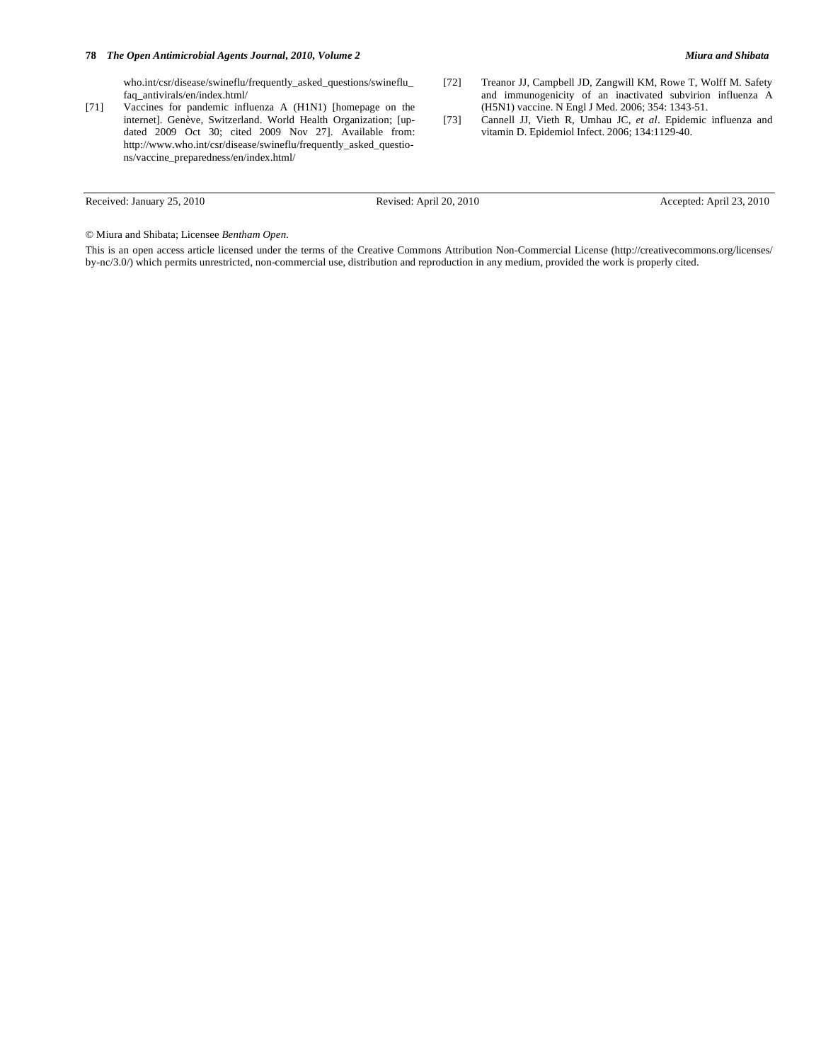who.int/csr/disease/swineflu/frequently_asked_questions/swineflu_faq_antivirals/en/index.html/

[71] Vaccines for pandemic influenza A (H1N1) [homepage on the internet]. Genève, Switzerland. World Health Organization; [updated 2009 Oct 30; cited 2009 Nov 27]. Available from: http://www.who.int/csr/disease/swineflu/frequently_asked_questions/vaccine_preparedness/en/index.html/

[72] Treanor JJ, Campbell JD, Zangwill KM, Rowe T, Wolff M. Safety and immunogenicity of an inactivated subvirion influenza A (H5N1) vaccine. N Engl J Med. 2006; 354: 1343-51.

[73] Cannell JJ, Vieth R, Umhau JC, *et al*. Epidemic influenza and vitamin D. Epidemiol Infect. 2006; 134:1129-40.

Received: January 25, 2010 Revised: April 20, 2010 Accepted: April 23, 2010

© Miura and Shibata; Licensee *Bentham Open*.

This is an open access article licensed under the terms of the Creative Commons Attribution Non-Commercial License (http://creativecommons.org/licenses/by-nc/3.0/) which permits unrestricted, non-commercial use, distribution and reproduction in any medium, provided the work is properly cited.